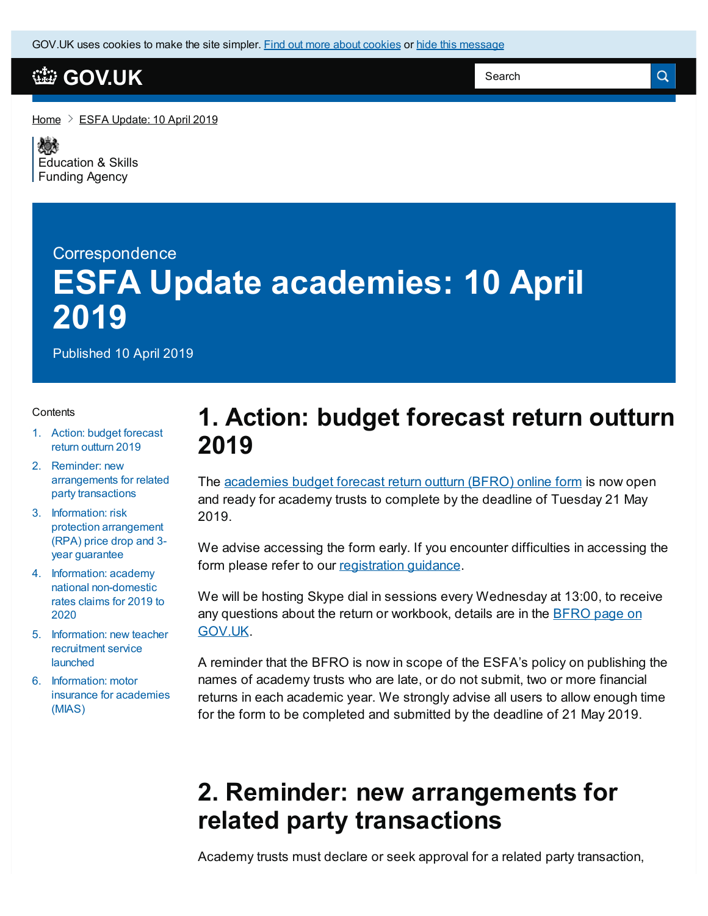GOV.UK uses cookies to make the site simpler. Find out more about cookies or hide this message

GOV.UK

Home > ESFA Update: 10 April 2019

Education & Skills Funding Agency

Correspondence

# ESFA Update academies: 10 April 2019

Published 10 April 2019

Contents

1. Action: budget forecast return outturn 2019
2. Reminder: new arrangements for related party transactions
3. Information: risk protection arrangement (RPA) price drop and 3-year guarantee
4. Information: academy national non-domestic rates claims for 2019 to 2020
5. Information: new teacher recruitment service launched
6. Information: motor insurance for academies (MIAS)

## 1. Action: budget forecast return outturn 2019

The academies budget forecast return outturn (BFRO) online form is now open and ready for academy trusts to complete by the deadline of Tuesday 21 May 2019.

We advise accessing the form early. If you encounter difficulties in accessing the form please refer to our registration guidance.

We will be hosting Skype dial in sessions every Wednesday at 13:00, to receive any questions about the return or workbook, details are in the BFRO page on GOV.UK.

A reminder that the BFRO is now in scope of the ESFA's policy on publishing the names of academy trusts who are late, or do not submit, two or more financial returns in each academic year. We strongly advise all users to allow enough time for the form to be completed and submitted by the deadline of 21 May 2019.

## 2. Reminder: new arrangements for related party transactions

Academy trusts must declare or seek approval for a related party transaction,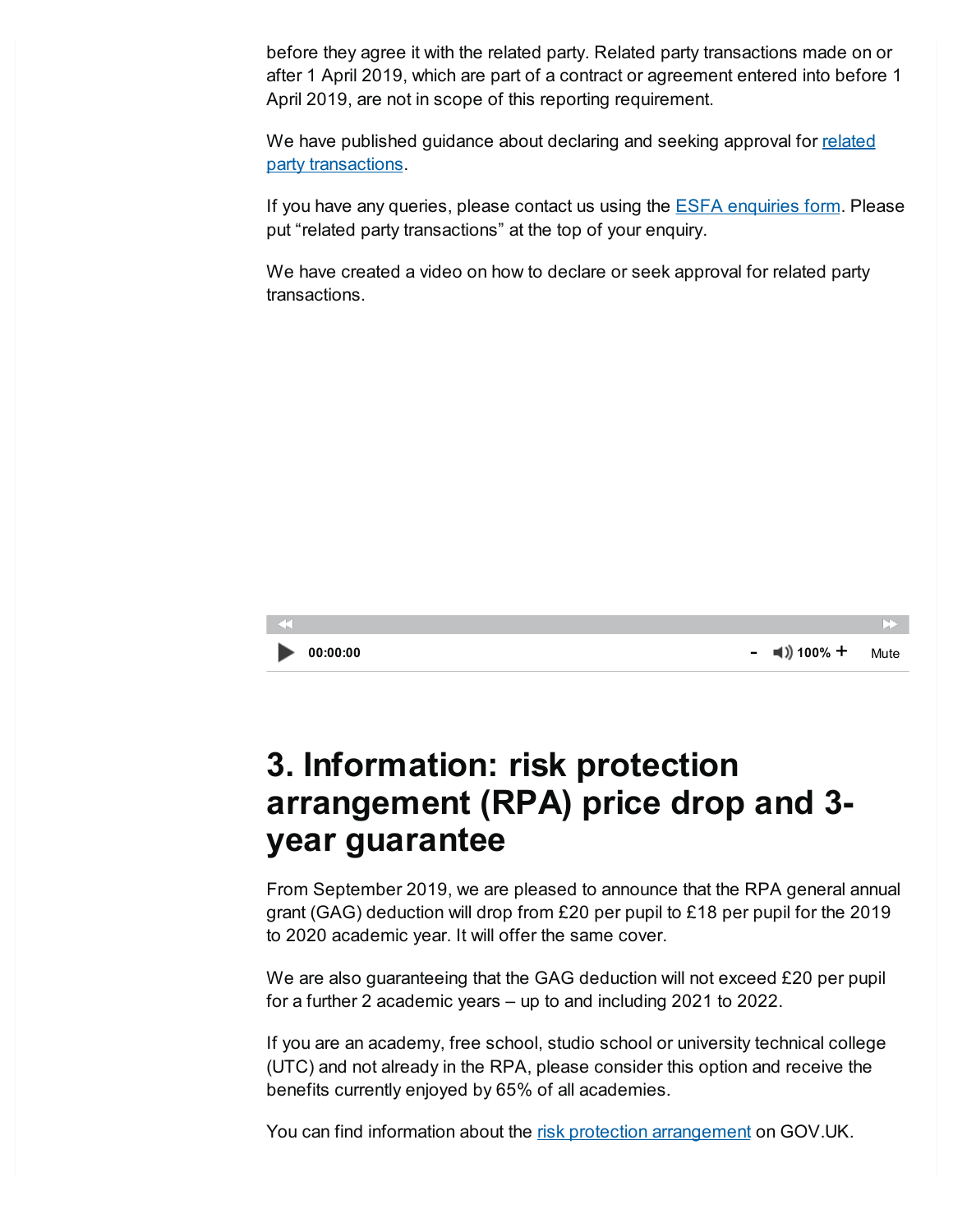before they agree it with the related party. Related party transactions made on or after 1 April 2019, which are part of a contract or agreement entered into before 1 April 2019, are not in scope of this reporting requirement.

We have published guidance about declaring and seeking approval for related party transactions.

If you have any queries, please contact us using the ESFA enquiries form. Please put "related party transactions" at the top of your enquiry.

We have created a video on how to declare or seek approval for related party transactions.

## 3. Information: risk protection arrangement (RPA) price drop and 3-year guarantee

From September 2019, we are pleased to announce that the RPA general annual grant (GAG) deduction will drop from £20 per pupil to £18 per pupil for the 2019 to 2020 academic year. It will offer the same cover.

We are also guaranteeing that the GAG deduction will not exceed £20 per pupil for a further 2 academic years – up to and including 2021 to 2022.

If you are an academy, free school, studio school or university technical college (UTC) and not already in the RPA, please consider this option and receive the benefits currently enjoyed by 65% of all academies.

You can find information about the risk protection arrangement on GOV.UK.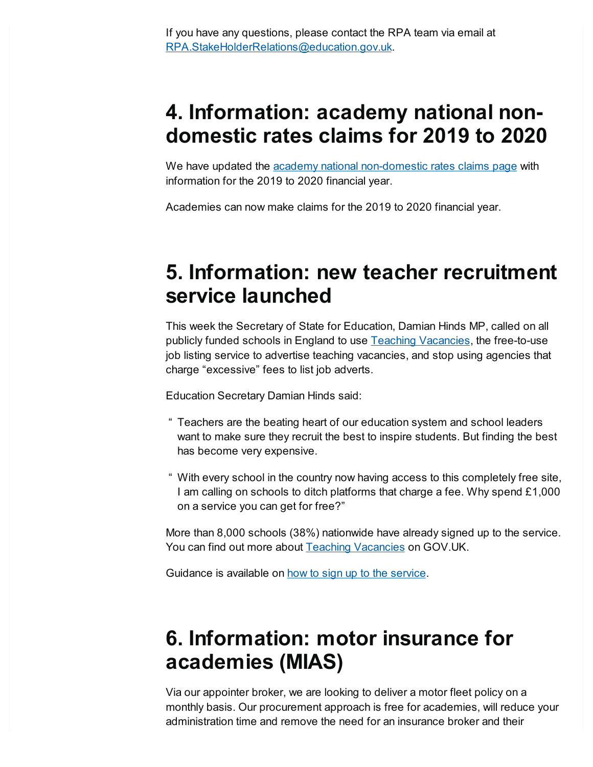If you have any questions, please contact the RPA team via email at RPA.StakeHolderRelations@education.gov.uk.

## 4. Information: academy national non-domestic rates claims for 2019 to 2020

We have updated the academy national non-domestic rates claims page with information for the 2019 to 2020 financial year.

Academies can now make claims for the 2019 to 2020 financial year.

## 5. Information: new teacher recruitment service launched

This week the Secretary of State for Education, Damian Hinds MP, called on all publicly funded schools in England to use Teaching Vacancies, the free-to-use job listing service to advertise teaching vacancies, and stop using agencies that charge “excessive” fees to list job adverts.

Education Secretary Damian Hinds said:

> “ Teachers are the beating heart of our education system and school leaders want to make sure they recruit the best to inspire students. But finding the best has become very expensive.
>
> “ With every school in the country now having access to this completely free site, I am calling on schools to ditch platforms that charge a fee. Why spend £1,000 on a service you can get for free?”

More than 8,000 schools (38%) nationwide have already signed up to the service. You can find out more about Teaching Vacancies on GOV.UK.

Guidance is available on how to sign up to the service.

## 6. Information: motor insurance for academies (MIAS)

Via our appointer broker, we are looking to deliver a motor fleet policy on a monthly basis. Our procurement approach is free for academies, will reduce your administration time and remove the need for an insurance broker and their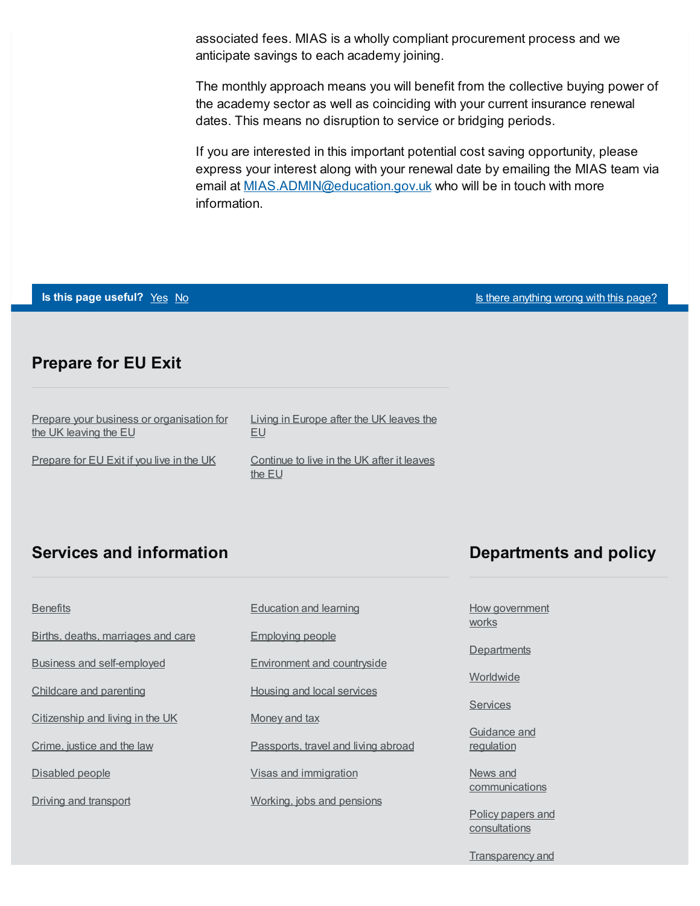associated fees. MIAS is a wholly compliant procurement process and we anticipate savings to each academy joining.

The monthly approach means you will benefit from the collective buying power of the academy sector as well as coinciding with your current insurance renewal dates. This means no disruption to service or bridging periods.

If you are interested in this important potential cost saving opportunity, please express your interest along with your renewal date by emailing the MIAS team via email at MIAS.ADMIN@education.gov.uk who will be in touch with more information.

**Is this page useful?** Yes No

Is there anything wrong with this page?

## Prepare for EU Exit

- Prepare your business or organisation for the UK leaving the EU
- Prepare for EU Exit if you live in the UK
- Living in Europe after the UK leaves the EU
- Continue to live in the UK after it leaves the EU

## Services and information

- Benefits
- Births, deaths, marriages and care
- Business and self-employed
- Childcare and parenting
- Citizenship and living in the UK
- Crime, justice and the law
- Disabled people
- Driving and transport
- Education and learning
- Employing people
- Environment and countryside
- Housing and local services
- Money and tax
- Passports, travel and living abroad
- Visas and immigration
- Working, jobs and pensions

## Departments and policy

- How government works
- Departments
- Worldwide
- Services
- Guidance and regulation
- News and communications
- Policy papers and consultations
- Transparency and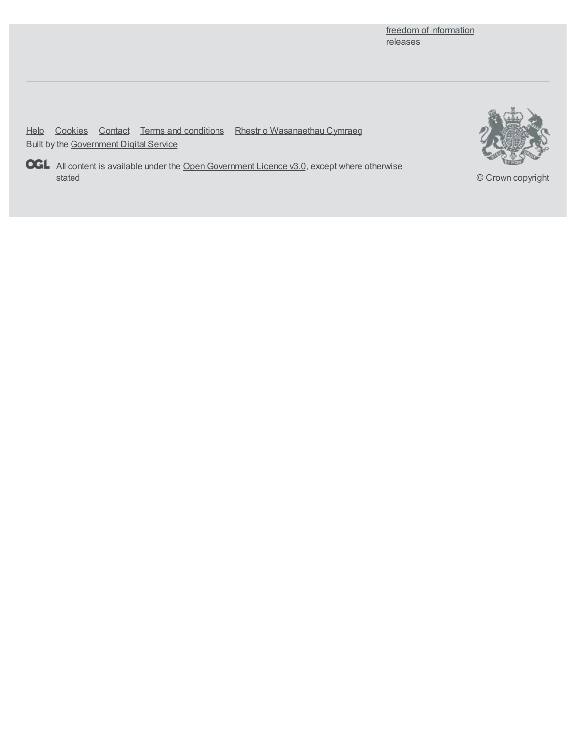freedom of information releases

Help Cookies Contact Terms and conditions Rhestr o Wasanaethau Cymraeg

Built by the Government Digital Service

OGL All content is available under the Open Government Licence v3.0, except where otherwise stated

© Crown copyright